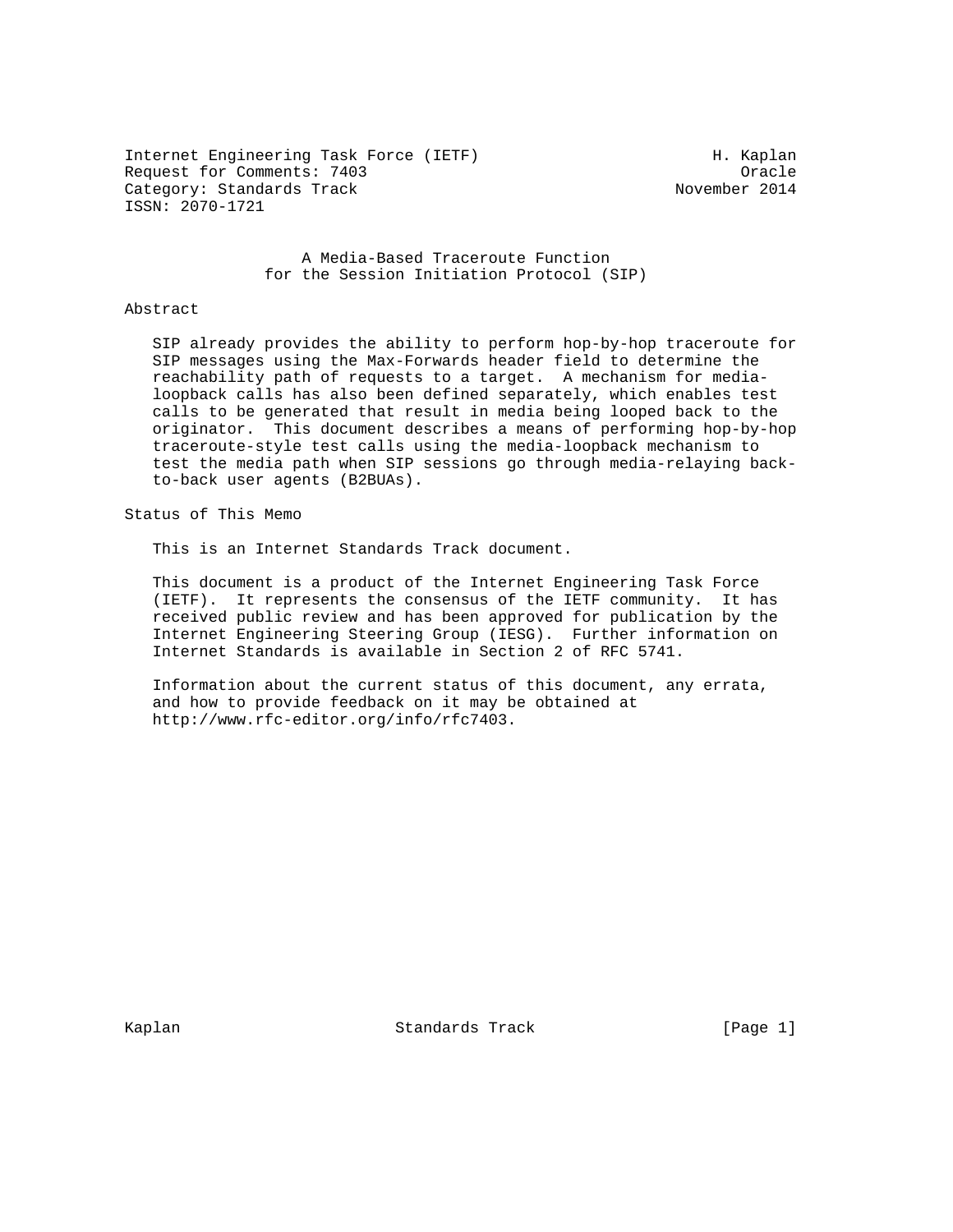Internet Engineering Task Force (IETF) H. Kaplan
Request for Comments: 7403 Oracle
Category: Standards Track November 2014
ISSN: 2070-1721

# A Media-Based Traceroute Function for the Session Initiation Protocol (SIP)

## Abstract

SIP already provides the ability to perform hop-by-hop traceroute for SIP messages using the Max-Forwards header field to determine the reachability path of requests to a target. A mechanism for media-loopback calls has also been defined separately, which enables test calls to be generated that result in media being looped back to the originator. This document describes a means of performing hop-by-hop traceroute-style test calls using the media-loopback mechanism to test the media path when SIP sessions go through media-relaying back-to-back user agents (B2BUAs).

## Status of This Memo

This is an Internet Standards Track document.

This document is a product of the Internet Engineering Task Force (IETF). It represents the consensus of the IETF community. It has received public review and has been approved for publication by the Internet Engineering Steering Group (IESG). Further information on Internet Standards is available in Section 2 of RFC 5741.

Information about the current status of this document, any errata, and how to provide feedback on it may be obtained at http://www.rfc-editor.org/info/rfc7403.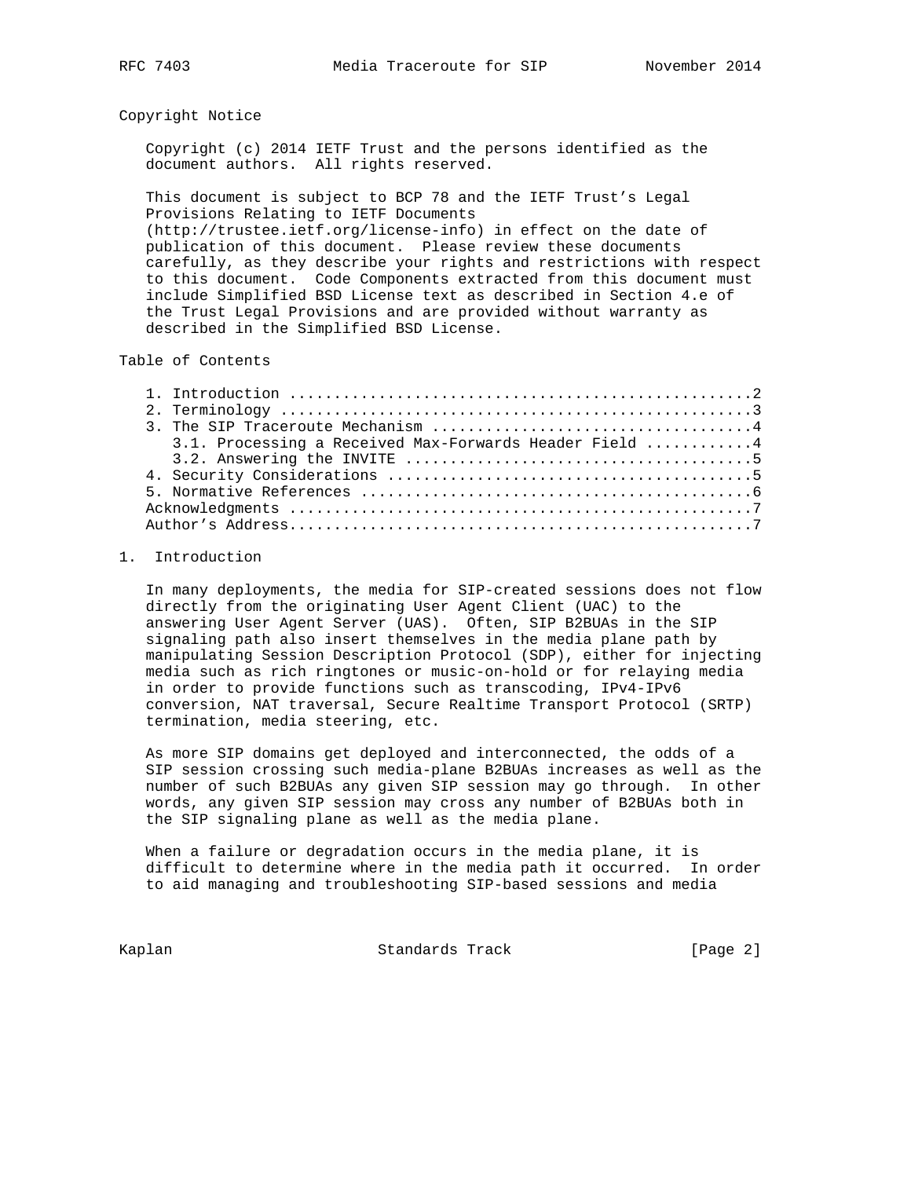## Copyright Notice

Copyright (c) 2014 IETF Trust and the persons identified as the document authors. All rights reserved.

This document is subject to BCP 78 and the IETF Trust's Legal Provisions Relating to IETF Documents (http://trustee.ietf.org/license-info) in effect on the date of publication of this document. Please review these documents carefully, as they describe your rights and restrictions with respect to this document. Code Components extracted from this document must include Simplified BSD License text as described in Section 4.e of the Trust Legal Provisions and are provided without warranty as described in the Simplified BSD License.

## Table of Contents

```
1. Introduction ....................................................2
2. Terminology .....................................................3
3. The SIP Traceroute Mechanism ....................................4
   3.1. Processing a Received Max-Forwards Header Field ............4
   3.2. Answering the INVITE .......................................5
4. Security Considerations .........................................5
5. Normative References ............................................6
Acknowledgments ....................................................7
Author's Address....................................................7
```

## 1. Introduction

In many deployments, the media for SIP-created sessions does not flow directly from the originating User Agent Client (UAC) to the answering User Agent Server (UAS). Often, SIP B2BUAs in the SIP signaling path also insert themselves in the media plane path by manipulating Session Description Protocol (SDP), either for injecting media such as rich ringtones or music-on-hold or for relaying media in order to provide functions such as transcoding, IPv4-IPv6 conversion, NAT traversal, Secure Realtime Transport Protocol (SRTP) termination, media steering, etc.

As more SIP domains get deployed and interconnected, the odds of a SIP session crossing such media-plane B2BUAs increases as well as the number of such B2BUAs any given SIP session may go through. In other words, any given SIP session may cross any number of B2BUAs both in the SIP signaling plane as well as the media plane.

When a failure or degradation occurs in the media plane, it is difficult to determine where in the media path it occurred. In order to aid managing and troubleshooting SIP-based sessions and media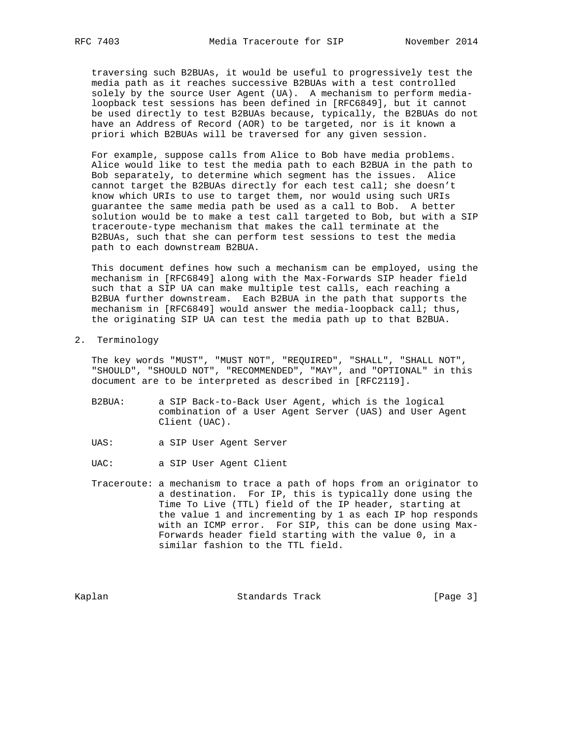traversing such B2BUAs, it would be useful to progressively test the media path as it reaches successive B2BUAs with a test controlled solely by the source User Agent (UA). A mechanism to perform media-loopback test sessions has been defined in [RFC6849], but it cannot be used directly to test B2BUAs because, typically, the B2BUAs do not have an Address of Record (AOR) to be targeted, nor is it known a priori which B2BUAs will be traversed for any given session.

For example, suppose calls from Alice to Bob have media problems. Alice would like to test the media path to each B2BUA in the path to Bob separately, to determine which segment has the issues. Alice cannot target the B2BUAs directly for each test call; she doesn't know which URIs to use to target them, nor would using such URIs guarantee the same media path be used as a call to Bob. A better solution would be to make a test call targeted to Bob, but with a SIP traceroute-type mechanism that makes the call terminate at the B2BUAs, such that she can perform test sessions to test the media path to each downstream B2BUA.

This document defines how such a mechanism can be employed, using the mechanism in [RFC6849] along with the Max-Forwards SIP header field such that a SIP UA can make multiple test calls, each reaching a B2BUA further downstream. Each B2BUA in the path that supports the mechanism in [RFC6849] would answer the media-loopback call; thus, the originating SIP UA can test the media path up to that B2BUA.

## 2. Terminology

The key words "MUST", "MUST NOT", "REQUIRED", "SHALL", "SHALL NOT", "SHOULD", "SHOULD NOT", "RECOMMENDED", "MAY", and "OPTIONAL" in this document are to be interpreted as described in [RFC2119].

B2BUA: a SIP Back-to-Back User Agent, which is the logical combination of a User Agent Server (UAS) and User Agent Client (UAC).

UAS: a SIP User Agent Server

UAC: a SIP User Agent Client

Traceroute: a mechanism to trace a path of hops from an originator to a destination. For IP, this is typically done using the Time To Live (TTL) field of the IP header, starting at the value 1 and incrementing by 1 as each IP hop responds with an ICMP error. For SIP, this can be done using Max-Forwards header field starting with the value 0, in a similar fashion to the TTL field.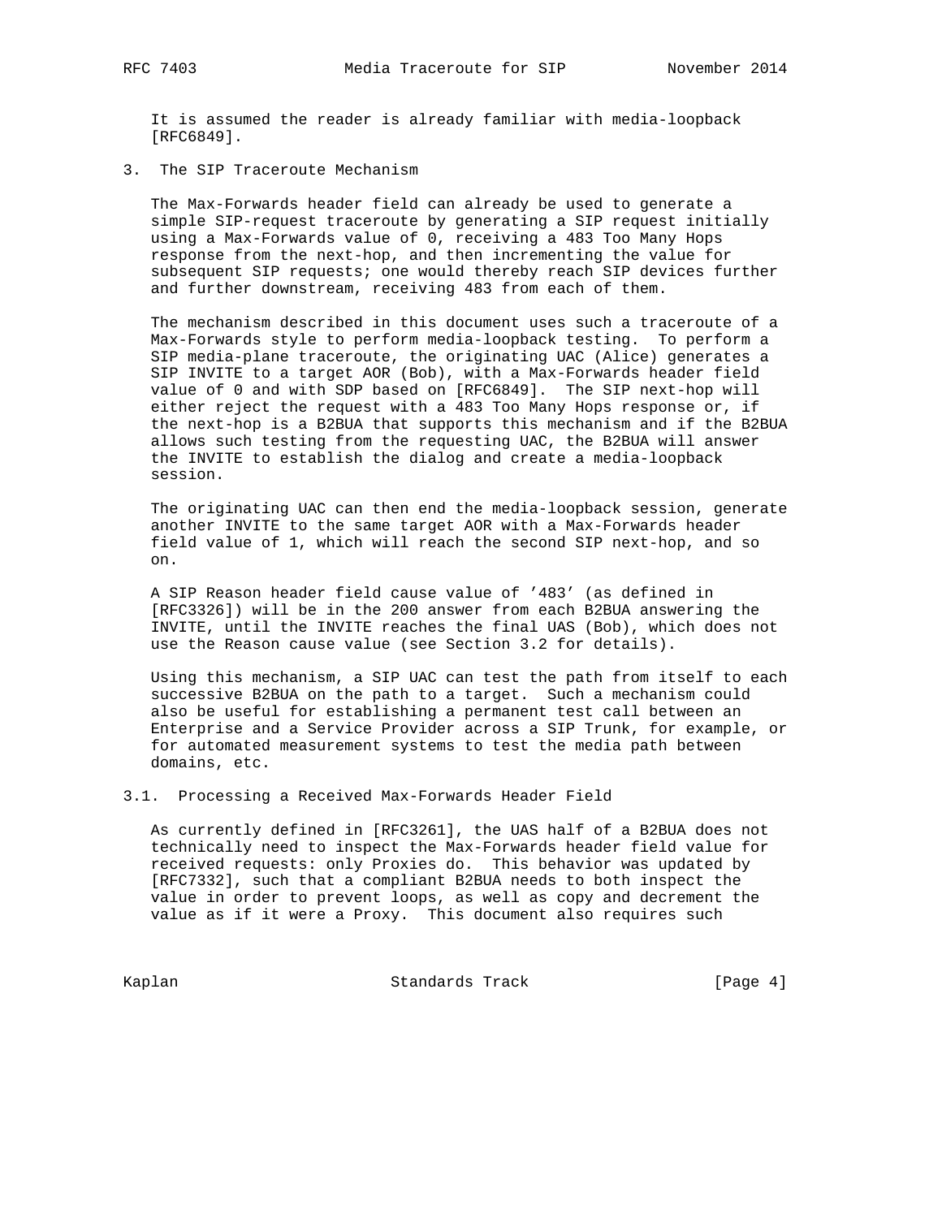It is assumed the reader is already familiar with media-loopback [RFC6849].

## 3. The SIP Traceroute Mechanism

The Max-Forwards header field can already be used to generate a simple SIP-request traceroute by generating a SIP request initially using a Max-Forwards value of 0, receiving a 483 Too Many Hops response from the next-hop, and then incrementing the value for subsequent SIP requests; one would thereby reach SIP devices further and further downstream, receiving 483 from each of them.

The mechanism described in this document uses such a traceroute of a Max-Forwards style to perform media-loopback testing. To perform a SIP media-plane traceroute, the originating UAC (Alice) generates a SIP INVITE to a target AOR (Bob), with a Max-Forwards header field value of 0 and with SDP based on [RFC6849]. The SIP next-hop will either reject the request with a 483 Too Many Hops response or, if the next-hop is a B2BUA that supports this mechanism and if the B2BUA allows such testing from the requesting UAC, the B2BUA will answer the INVITE to establish the dialog and create a media-loopback session.

The originating UAC can then end the media-loopback session, generate another INVITE to the same target AOR with a Max-Forwards header field value of 1, which will reach the second SIP next-hop, and so on.

A SIP Reason header field cause value of '483' (as defined in [RFC3326]) will be in the 200 answer from each B2BUA answering the INVITE, until the INVITE reaches the final UAS (Bob), which does not use the Reason cause value (see Section 3.2 for details).

Using this mechanism, a SIP UAC can test the path from itself to each successive B2BUA on the path to a target. Such a mechanism could also be useful for establishing a permanent test call between an Enterprise and a Service Provider across a SIP Trunk, for example, or for automated measurement systems to test the media path between domains, etc.

### 3.1. Processing a Received Max-Forwards Header Field

As currently defined in [RFC3261], the UAS half of a B2BUA does not technically need to inspect the Max-Forwards header field value for received requests: only Proxies do. This behavior was updated by [RFC7332], such that a compliant B2BUA needs to both inspect the value in order to prevent loops, as well as copy and decrement the value as if it were a Proxy. This document also requires such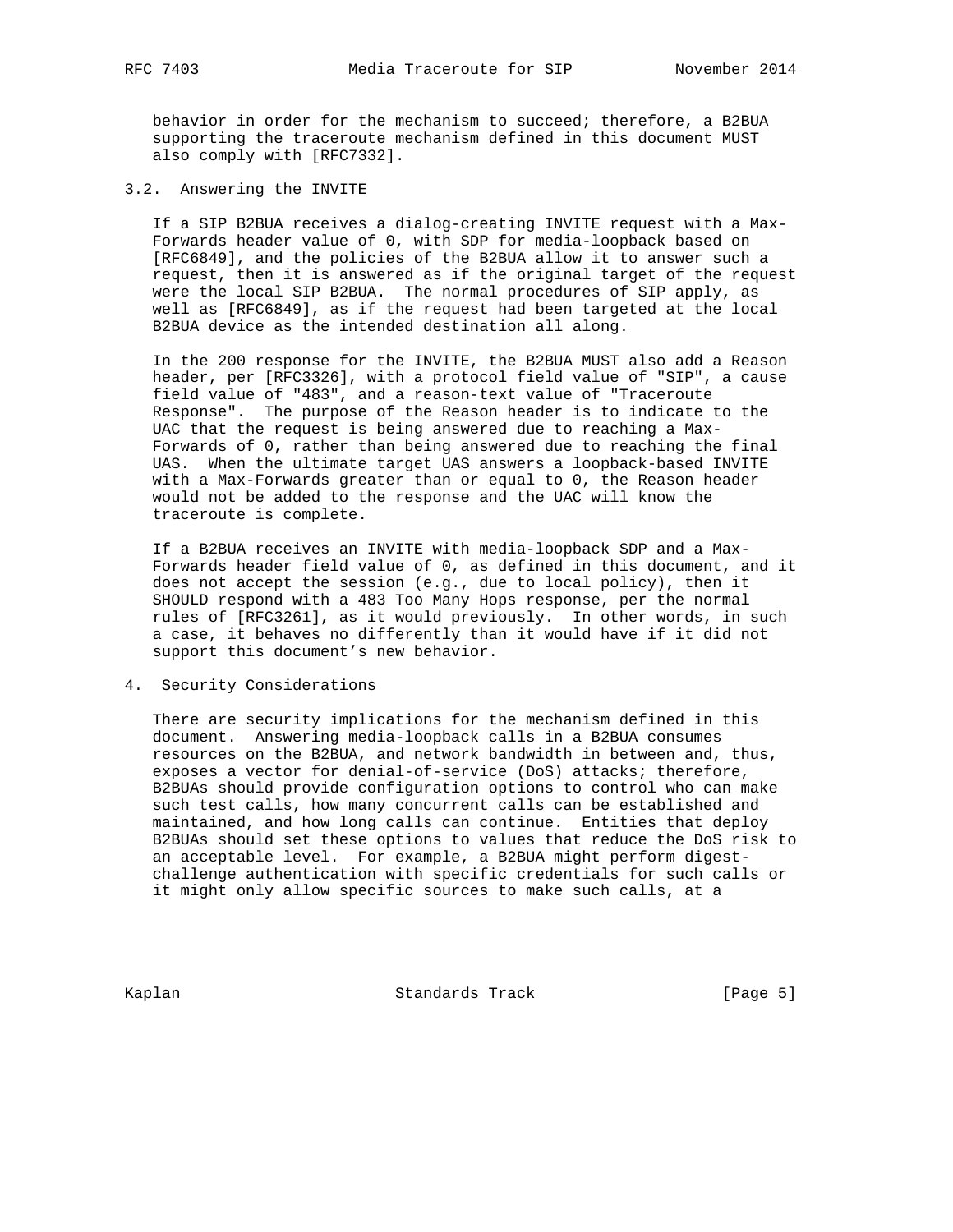behavior in order for the mechanism to succeed; therefore, a B2BUA supporting the traceroute mechanism defined in this document MUST also comply with [RFC7332].

### 3.2. Answering the INVITE

If a SIP B2BUA receives a dialog-creating INVITE request with a Max-Forwards header value of 0, with SDP for media-loopback based on [RFC6849], and the policies of the B2BUA allow it to answer such a request, then it is answered as if the original target of the request were the local SIP B2BUA. The normal procedures of SIP apply, as well as [RFC6849], as if the request had been targeted at the local B2BUA device as the intended destination all along.

In the 200 response for the INVITE, the B2BUA MUST also add a Reason header, per [RFC3326], with a protocol field value of "SIP", a cause field value of "483", and a reason-text value of "Traceroute Response". The purpose of the Reason header is to indicate to the UAC that the request is being answered due to reaching a Max-Forwards of 0, rather than being answered due to reaching the final UAS. When the ultimate target UAS answers a loopback-based INVITE with a Max-Forwards greater than or equal to 0, the Reason header would not be added to the response and the UAC will know the traceroute is complete.

If a B2BUA receives an INVITE with media-loopback SDP and a Max-Forwards header field value of 0, as defined in this document, and it does not accept the session (e.g., due to local policy), then it SHOULD respond with a 483 Too Many Hops response, per the normal rules of [RFC3261], as it would previously. In other words, in such a case, it behaves no differently than it would have if it did not support this document's new behavior.

## 4. Security Considerations

There are security implications for the mechanism defined in this document. Answering media-loopback calls in a B2BUA consumes resources on the B2BUA, and network bandwidth in between and, thus, exposes a vector for denial-of-service (DoS) attacks; therefore, B2BUAs should provide configuration options to control who can make such test calls, how many concurrent calls can be established and maintained, and how long calls can continue. Entities that deploy B2BUAs should set these options to values that reduce the DoS risk to an acceptable level. For example, a B2BUA might perform digest-challenge authentication with specific credentials for such calls or it might only allow specific sources to make such calls, at a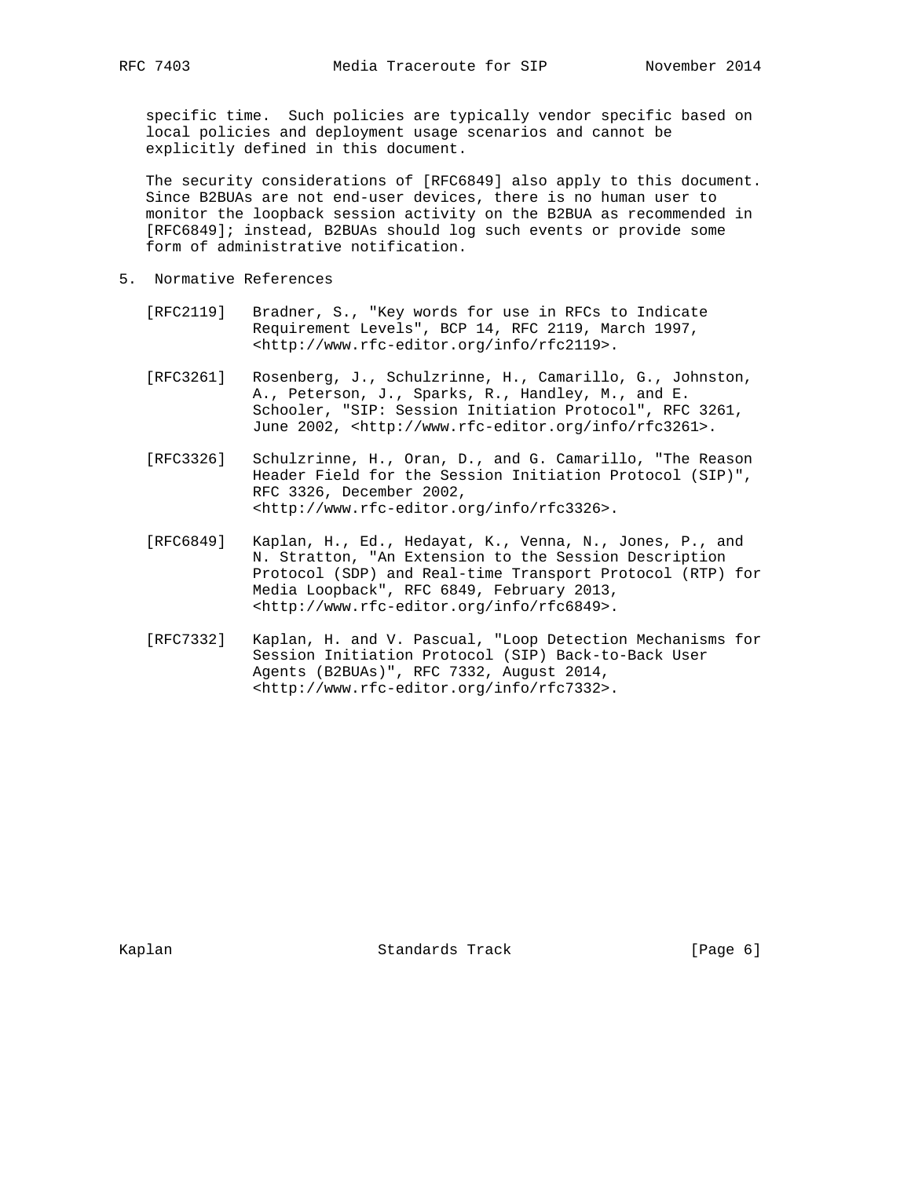specific time. Such policies are typically vendor specific based on local policies and deployment usage scenarios and cannot be explicitly defined in this document.

The security considerations of [RFC6849] also apply to this document. Since B2BUAs are not end-user devices, there is no human user to monitor the loopback session activity on the B2BUA as recommended in [RFC6849]; instead, B2BUAs should log such events or provide some form of administrative notification.

## 5. Normative References

[RFC2119] Bradner, S., "Key words for use in RFCs to Indicate Requirement Levels", BCP 14, RFC 2119, March 1997, <http://www.rfc-editor.org/info/rfc2119>.

[RFC3261] Rosenberg, J., Schulzrinne, H., Camarillo, G., Johnston, A., Peterson, J., Sparks, R., Handley, M., and E. Schooler, "SIP: Session Initiation Protocol", RFC 3261, June 2002, <http://www.rfc-editor.org/info/rfc3261>.

[RFC3326] Schulzrinne, H., Oran, D., and G. Camarillo, "The Reason Header Field for the Session Initiation Protocol (SIP)", RFC 3326, December 2002, <http://www.rfc-editor.org/info/rfc3326>.

[RFC6849] Kaplan, H., Ed., Hedayat, K., Venna, N., Jones, P., and N. Stratton, "An Extension to the Session Description Protocol (SDP) and Real-time Transport Protocol (RTP) for Media Loopback", RFC 6849, February 2013, <http://www.rfc-editor.org/info/rfc6849>.

[RFC7332] Kaplan, H. and V. Pascual, "Loop Detection Mechanisms for Session Initiation Protocol (SIP) Back-to-Back User Agents (B2BUAs)", RFC 7332, August 2014, <http://www.rfc-editor.org/info/rfc7332>.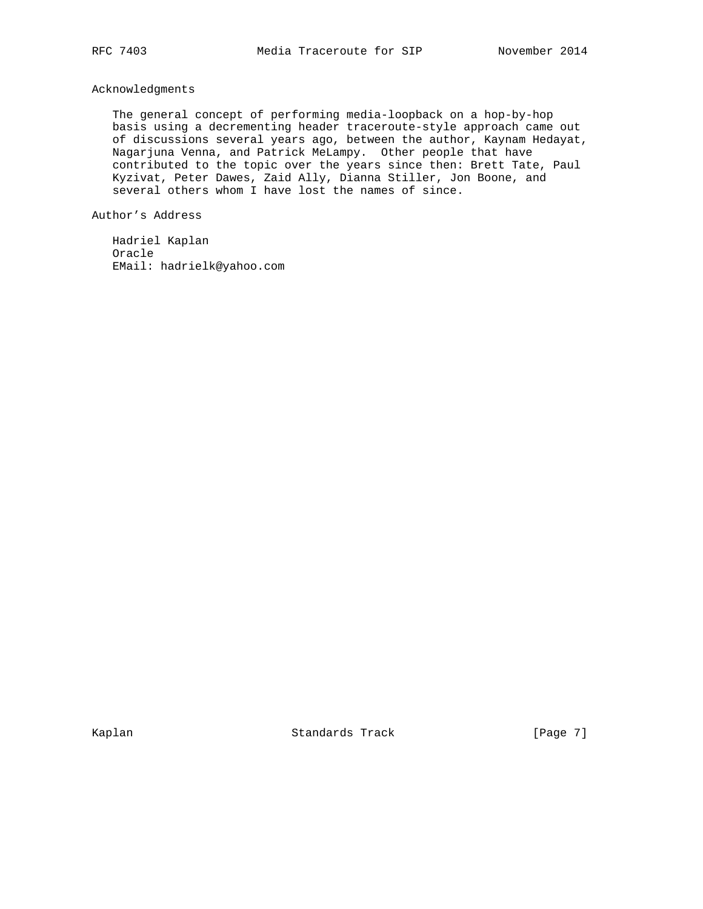## Acknowledgments

The general concept of performing media-loopback on a hop-by-hop basis using a decrementing header traceroute-style approach came out of discussions several years ago, between the author, Kaynam Hedayat, Nagarjuna Venna, and Patrick MeLampy. Other people that have contributed to the topic over the years since then: Brett Tate, Paul Kyzivat, Peter Dawes, Zaid Ally, Dianna Stiller, Jon Boone, and several others whom I have lost the names of since.

## Author's Address

Hadriel Kaplan
Oracle
EMail: hadrielk@yahoo.com